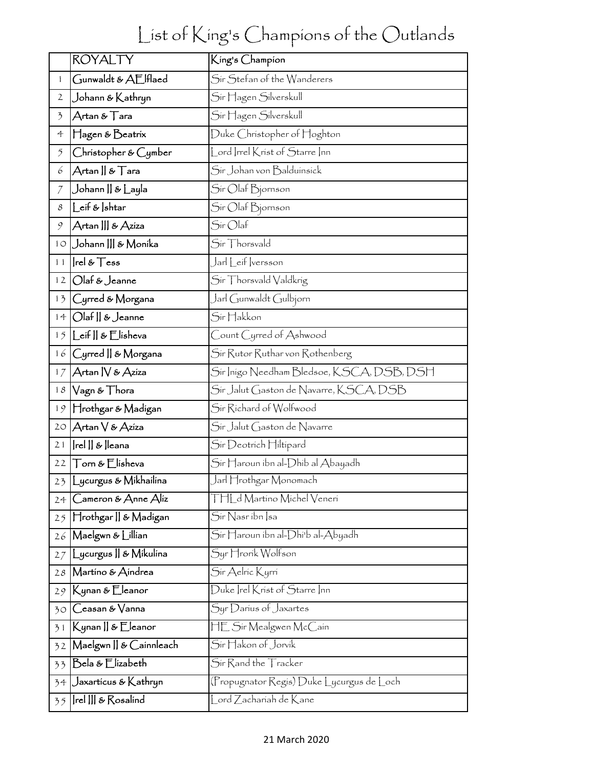# List of King's Champions of the Outlands

| | ROYALTY | King's Champion |
|---|---|---|
| 1 | Gunwaldt & AElflaed | Sir Stefan of the Wanderers |
| 2 | Johann & Kathryn | Sir Hagen Silverskull |
| 3 | Artan & Tara | Sir Hagen Silverskull |
| 4 | Hagen & Beatrix | Duke Christopher of Hoghton |
| 5 | Christopher & Cymber | Lord Irrel Krist of Starre Inn |
| 6 | Artan II & Tara | Sir Johan von Balduinsick |
| 7 | Johann II & Layla | Sir Olaf Bjornson |
| 8 | Leif & Ishtar | Sir Olaf Bjornson |
| 9 | Artan III & Aziza | Sir Olaf |
| 10 | Johann III & Monika | Sir Thorsvald |
| 11 | Irel & Tess | Jarl Leif Iversson |
| 12 | Olaf & Jeanne | Sir Thorsvald Valdkrig |
| 13 | Cyrred & Morgana | Jarl Gunwaldt Gulbjorn |
| 14 | Olaf II & Jeanne | Sir Hakkon |
| 15 | Leif II & Elisheva | Count Cyrred of Ashwood |
| 16 | Cyrred II & Morgana | Sir Rutor Ruthar von Rothenberg |
| 17 | Artan IV & Aziza | Sir Inigo Needham Bledsoe, KSCA, DSB, DSH |
| 18 | Vagn & Thora | Sir Jalut Gaston de Navarre, KSCA, DSB |
| 19 | Hrothgar & Madigan | Sir Richard of Wolfwood |
| 20 | Artan V & Aziza | Sir Jalut Gaston de Navarre |
| 21 | Irel II & Ileana | Sir Deotrich Hiltipard |
| 22 | Torn & Elisheva | Sir Haroun ibn al-Dhib al Abayadh |
| 23 | Lycurgus & Mikhailina | Jarl Hrothgar Monomach |
| 24 | Cameron & Anne Aliz | THLd Martino Michel Veneri |
| 25 | Hrothgar II & Madigan | Sir Nasr ibn Isa |
| 26 | Maelgwn & Lillian | Sir Haroun ibn al-Dhi'b al-Abyadh |
| 27 | Lycurgus II & Mikulina | Syr Hrorik Wolfson |
| 28 | Martino & Aindrea | Sir Aelric Kyrri |
| 29 | Kynan & Eleanor | Duke Irel Krist of Starre Inn |
| 30 | Ceasan & Vanna | Syr Darius of Jaxartes |
| 31 | Kynan II & Eleanor | HE Sir Mealgwen McCain |
| 32 | Maelgwn II & Cainnleach | Sir Hakon of Jorvik |
| 33 | Bela & Elizabeth | Sir Rand the Tracker |
| 34 | Jaxarticus & Kathryn | (Propugnator Regis) Duke Lycurgus de Loch |
| 35 | Irel III & Rosalind | Lord Zachariah de Kane |

21 March 2020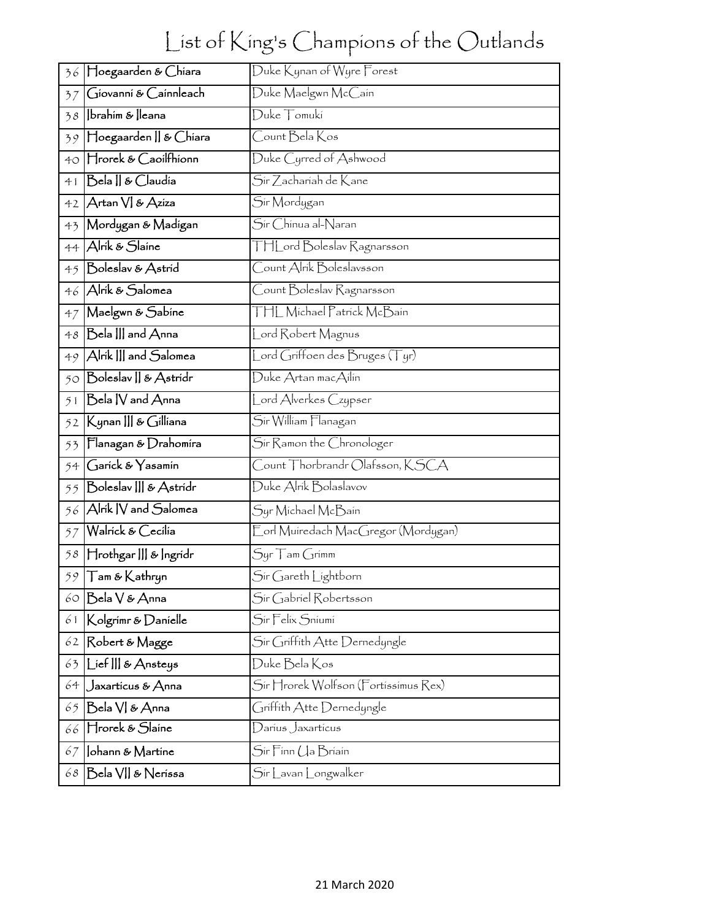# List of King's Champions of the Outlands

| | | |
|---|---|---|
| 36 | Hoegaarden & Chiara | Duke Kynan of Wyre Forest |
| 37 | Giovanni & Cainnleach | Duke Maelgwn McCain |
| 38 | Ibrahim & Ileana | Duke Tomuki |
| 39 | Hoegaarden II & Chiara | Count Bela Kos |
| 40 | Hrorek & Caoilfhionn | Duke Cyrred of Ashwood |
| 41 | Bela II & Claudia | Sir Zachariah de Kane |
| 42 | Artan VI & Aziza | Sir Mordygan |
| 43 | Mordygan & Madigan | Sir Chinua al-Naran |
| 44 | Alrik & Slaine | THLord Boleslav Ragnarsson |
| 45 | Boleslav & Astrid | Count Alrik Boleslavsson |
| 46 | Alrik & Salomea | Count Boleslav Ragnarsson |
| 47 | Maelgwn & Sabine | THL Michael Patrick McBain |
| 48 | Bela III and Anna | Lord Robert Magnus |
| 49 | Alrik III and Salomea | Lord Griffoen des Bruges (Tyr) |
| 50 | Boleslav II & Astridr | Duke Artan macAilin |
| 51 | Bela IV and Anna | Lord Alverkes Czypser |
| 52 | Kynan III & Gilliana | Sir William Flanagan |
| 53 | Flanagan & Drahomira | Sir Ramon the Chronologer |
| 54 | Garick & Yasamin | Count Thorbrandr Olafsson, KSCA |
| 55 | Boleslav III & Astridr | Duke Alrik Bolaslavov |
| 56 | Alrik IV and Salomea | Syr Michael McBain |
| 57 | Walrick & Cecilia | Eorl Muiredach MacGregor (Mordygan) |
| 58 | Hrothgar III & Ingridr | Syr Tam Grimm |
| 59 | Tam & Kathryn | Sir Gareth Lightborn |
| 60 | Bela V & Anna | Sir Gabriel Robertsson |
| 61 | Kolgrimr & Danielle | Sir Felix Sniumi |
| 62 | Robert & Magge | Sir Griffith Atte Dernedyngle |
| 63 | Lief III & Ansteys | Duke Bela Kos |
| 64 | Jaxarticus & Anna | Sir Hrorek Wolfson (Fortissimus Rex) |
| 65 | Bela VI & Anna | Griffith Atte Dernedyngle |
| 66 | Hrorek & Slaine | Darius Jaxarticus |
| 67 | Iohann & Martine | Sir Finn Ua Briain |
| 68 | Bela VII & Nerissa | Sir Lavan Longwalker |

21 March 2020